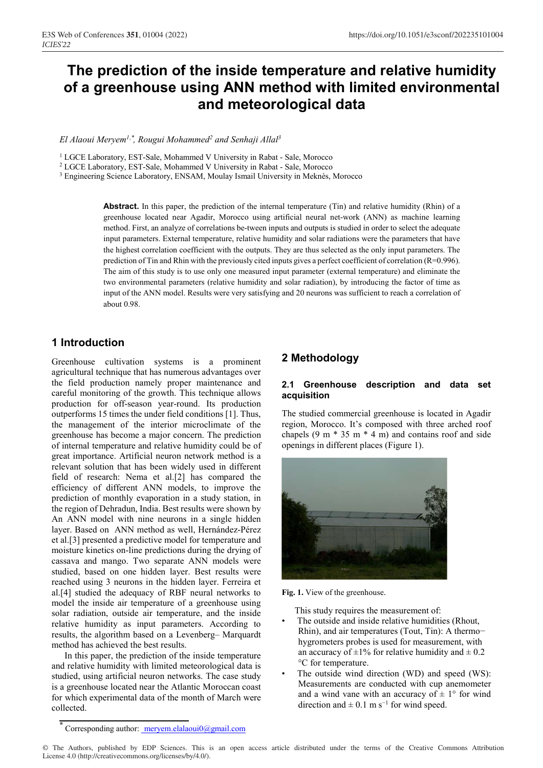# The prediction of the inside temperature and relative humidity of a greenhouse using ANN method with limited environmental and meteorological data

*El Alaoui Meryem*[1,*], *Rougui Mohammed*[2] *and Senhaji Allal*[3]

[1] LGCE Laboratory, EST-Sale, Mohammed V University in Rabat - Sale, Morocco
[2] LGCE Laboratory, EST-Sale, Mohammed V University in Rabat - Sale, Morocco
[3] Engineering Science Laboratory, ENSAM, Moulay Ismail University in Meknès, Morocco

**Abstract.** In this paper, the prediction of the internal temperature (Tin) and relative humidity (Rhin) of a greenhouse located near Agadir, Morocco using artificial neural net-work (ANN) as machine learning method. First, an analyze of correlations be-tween inputs and outputs is studied in order to select the adequate input parameters. External temperature, relative humidity and solar radiations were the parameters that have the highest correlation coefficient with the outputs. They are thus selected as the only input parameters. The prediction of Tin and Rhin with the previously cited inputs gives a perfect coefficient of correlation (R=0.996). The aim of this study is to use only one measured input parameter (external temperature) and eliminate the two environmental parameters (relative humidity and solar radiation), by introducing the factor of time as input of the ANN model. Results were very satisfying and 20 neurons was sufficient to reach a correlation of about 0.98.

## 1 Introduction

Greenhouse cultivation systems is a prominent agricultural technique that has numerous advantages over the field production namely proper maintenance and careful monitoring of the growth. This technique allows production for off-season year-round. Its production outperforms 15 times the under field conditions [1]. Thus, the management of the interior microclimate of the greenhouse has become a major concern. The prediction of internal temperature and relative humidity could be of great importance. Artificial neuron network method is a relevant solution that has been widely used in different field of research: Nema et al.[2] has compared the efficiency of different ANN models, to improve the prediction of monthly evaporation in a study station, in the region of Dehradun, India. Best results were shown by An ANN model with nine neurons in a single hidden layer. Based on ANN method as well, Hernández-Pérez et al.[3] presented a predictive model for temperature and moisture kinetics on-line predictions during the drying of cassava and mango. Two separate ANN models were studied, based on one hidden layer. Best results were reached using 3 neurons in the hidden layer. Ferreira et al.[4] studied the adequacy of RBF neural networks to model the inside air temperature of a greenhouse using solar radiation, outside air temperature, and the inside relative humidity as input parameters. According to results, the algorithm based on a Levenberg– Marquardt method has achieved the best results.

In this paper, the prediction of the inside temperature and relative humidity with limited meteorological data is studied, using artificial neuron networks. The case study is a greenhouse located near the Atlantic Moroccan coast for which experimental data of the month of March were collected.

## 2 Methodology

### 2.1 Greenhouse description and data set acquisition

The studied commercial greenhouse is located in Agadir region, Morocco. It's composed with three arched roof chapels (9 m * 35 m * 4 m) and contains roof and side openings in different places (Figure 1).

**Fig. 1.** View of the greenhouse.

This study requires the measurement of:

- The outside and inside relative humidities (Rhout, Rhin), and air temperatures (Tout, Tin): A thermo−hygrometers probes is used for measurement, with an accuracy of ±1% for relative humidity and ± 0.2 °C for temperature.
- The outside wind direction (WD) and speed (WS): Measurements are conducted with cup anemometer and a wind vane with an accuracy of ± 1° for wind direction and ± 0.1 m s$^{-1}$ for wind speed.

* Corresponding author: meryem.elalaoui0@gmail.com

© The Authors, published by EDP Sciences. This is an open access article distributed under the terms of the Creative Commons Attribution License 4.0 (http://creativecommons.org/licenses/by/4.0/).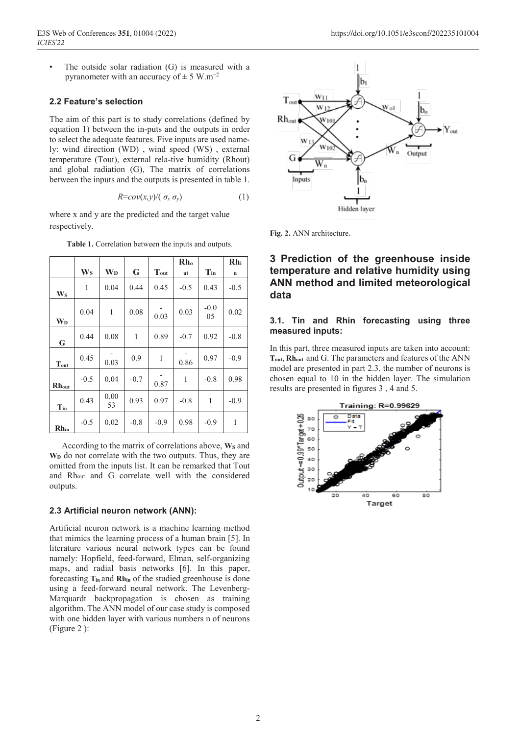- The outside solar radiation (G) is measured with a pyranometer with an accuracy of $\pm$ 5 W.m$^{-2}$

### 2.2 Feature's selection

The aim of this part is to study correlations (defined by equation 1) between the in-puts and the outputs in order to select the adequate features. Five inputs are used name-ly: wind direction (WD) , wind speed (WS) , external temperature (Tout), external rela-tive humidity (Rhout) and global radiation (G), The matrix of correlations between the inputs and the outputs is presented in table 1.

$$R=cov(x,y)/(\sigma_x\ \sigma_y) \quad (1)$$

where x and y are the predicted and the target value respectively.

**Table 1.** Correlation between the inputs and outputs.

| | $W_S$ | $W_D$ | G | $T_{out}$ | $Rh_{out}$ | $T_{in}$ | $Rh_{in}$ |
|---|---|---|---|---|---|---|---|
| $W_S$ | 1 | 0.04 | 0.44 | 0.45 | -0.5 | 0.43 | -0.5 |
| $W_D$ | 0.04 | 1 | 0.08 | -0.03 | 0.03 | -0.005 | 0.02 |
| G | 0.44 | 0.08 | 1 | 0.89 | -0.7 | 0.92 | -0.8 |
| $T_{out}$ | 0.45 | -0.03 | 0.9 | 1 | -0.86 | 0.97 | -0.9 |
| $Rh_{out}$ | -0.5 | 0.04 | -0.7 | -0.87 | 1 | -0.8 | 0.98 |
| $T_{in}$ | 0.43 | 0.0053 | 0.93 | 0.97 | -0.8 | 1 | -0.9 |
| $Rh_{in}$ | -0.5 | 0.02 | -0.8 | -0.9 | 0.98 | -0.9 | 1 |

According to the matrix of correlations above, $W_S$ and $W_D$ do not correlate with the two outputs. Thus, they are omitted from the inputs list. It can be remarked that Tout and $Rh_{out}$ and G correlate well with the considered outputs.

### 2.3 Artificial neuron network (ANN):

Artificial neuron network is a machine learning method that mimics the learning process of a human brain [5]. In literature various neural network types can be found namely: Hopfield, feed-forward, Elman, self-organizing maps, and radial basis networks [6]. In this paper, forecasting $T_{in}$ and $Rh_{in}$ of the studied greenhouse is done using a feed-forward neural network. The Levenberg-Marquardt backpropagation is chosen as training algorithm. The ANN model of our case study is composed with one hidden layer with various numbers n of neurons (Figure 2 ):

**Fig. 2.** ANN architecture.

## 3 Prediction of the greenhouse inside temperature and relative humidity using ANN method and limited meteorological data

### 3.1. Tin and Rhin forecasting using three measured inputs:

In this part, three measured inputs are taken into account: $T_{out}$, $Rh_{out}$ and G. The parameters and features of the ANN model are presented in part 2.3. the number of neurons is chosen equal to 10 in the hidden layer. The simulation results are presented in figures 3 , 4 and 5.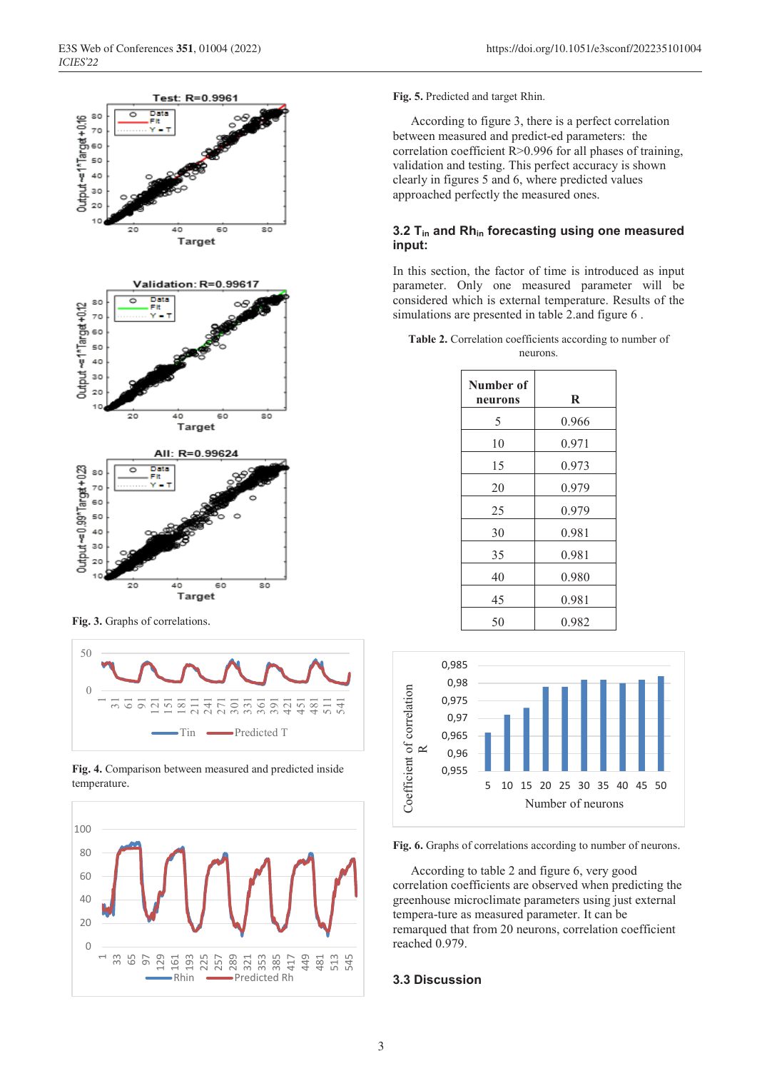Fig. 3. Graphs of correlations.

Fig. 4. Comparison between measured and predicted inside temperature.

Fig. 5. Predicted and target Rhin.

According to figure 3, there is a perfect correlation between measured and predict-ed parameters: the correlation coefficient R>0.996 for all phases of training, validation and testing. This perfect accuracy is shown clearly in figures 5 and 6, where predicted values approached perfectly the measured ones.

### 3.2 $T_{in}$ and $Rh_{in}$ forecasting using one measured input:

In this section, the factor of time is introduced as input parameter. Only one measured parameter will be considered which is external temperature. Results of the simulations are presented in table 2.and figure 6 .

**Table 2.** Correlation coefficients according to number of neurons.

| Number of neurons | R |
|---|---|
| 5 | 0.966 |
| 10 | 0.971 |
| 15 | 0.973 |
| 20 | 0.979 |
| 25 | 0.979 |
| 30 | 0.981 |
| 35 | 0.981 |
| 40 | 0.980 |
| 45 | 0.981 |
| 50 | 0.982 |

Fig. 6. Graphs of correlations according to number of neurons.

According to table 2 and figure 6, very good correlation coefficients are observed when predicting the greenhouse microclimate parameters using just external tempera-ture as measured parameter. It can be remarqued that from 20 neurons, correlation coefficient reached 0.979.

### 3.3 Discussion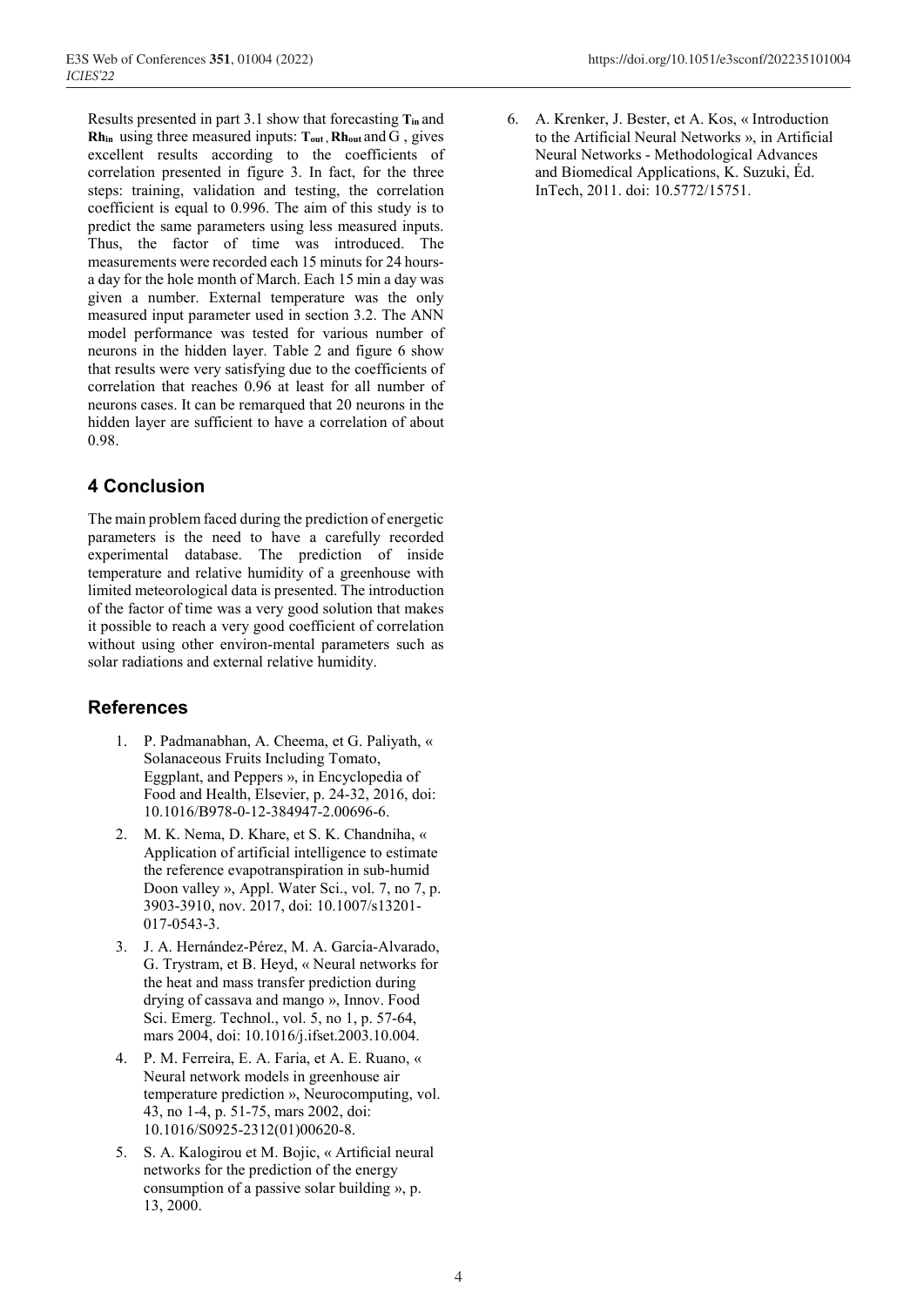Results presented in part 3.1 show that forecasting $\mathbf{T_{in}}$ and $\mathbf{Rh_{in}}$ using three measured inputs: $\mathbf{T_{out}}$ , $\mathbf{Rh_{out}}$ and G , gives excellent results according to the coefficients of correlation presented in figure 3. In fact, for the three steps: training, validation and testing, the correlation coefficient is equal to 0.996. The aim of this study is to predict the same parameters using less measured inputs. Thus, the factor of time was introduced. The measurements were recorded each 15 minuts for 24 hours-a day for the hole month of March. Each 15 min a day was given a number. External temperature was the only measured input parameter used in section 3.2. The ANN model performance was tested for various number of neurons in the hidden layer. Table 2 and figure 6 show that results were very satisfying due to the coefficients of correlation that reaches 0.96 at least for all number of neurons cases. It can be remarqued that 20 neurons in the hidden layer are sufficient to have a correlation of about 0.98.

## 4 Conclusion

The main problem faced during the prediction of energetic parameters is the need to have a carefully recorded experimental database. The prediction of inside temperature and relative humidity of a greenhouse with limited meteorological data is presented. The introduction of the factor of time was a very good solution that makes it possible to reach a very good coefficient of correlation without using other environ-mental parameters such as solar radiations and external relative humidity.

## References

1. P. Padmanabhan, A. Cheema, et G. Paliyath, « Solanaceous Fruits Including Tomato, Eggplant, and Peppers », in Encyclopedia of Food and Health, Elsevier, p. 24-32, 2016, doi: 10.1016/B978-0-12-384947-2.00696-6.
2. M. K. Nema, D. Khare, et S. K. Chandniha, « Application of artificial intelligence to estimate the reference evapotranspiration in sub-humid Doon valley », Appl. Water Sci., vol. 7, no 7, p. 3903-3910, nov. 2017, doi: 10.1007/s13201-017-0543-3.
3. J. A. Hernández-Pérez, M. A. García-Alvarado, G. Trystram, et B. Heyd, « Neural networks for the heat and mass transfer prediction during drying of cassava and mango », Innov. Food Sci. Emerg. Technol., vol. 5, no 1, p. 57-64, mars 2004, doi: 10.1016/j.ifset.2003.10.004.
4. P. M. Ferreira, E. A. Faria, et A. E. Ruano, « Neural network models in greenhouse air temperature prediction », Neurocomputing, vol. 43, no 1-4, p. 51-75, mars 2002, doi: 10.1016/S0925-2312(01)00620-8.
5. S. A. Kalogirou et M. Bojic, « Artificial neural networks for the prediction of the energy consumption of a passive solar building », p. 13, 2000.
6. A. Krenker, J. Bester, et A. Kos, « Introduction to the Artificial Neural Networks », in Artificial Neural Networks - Methodological Advances and Biomedical Applications, K. Suzuki, Éd. InTech, 2011. doi: 10.5772/15751.